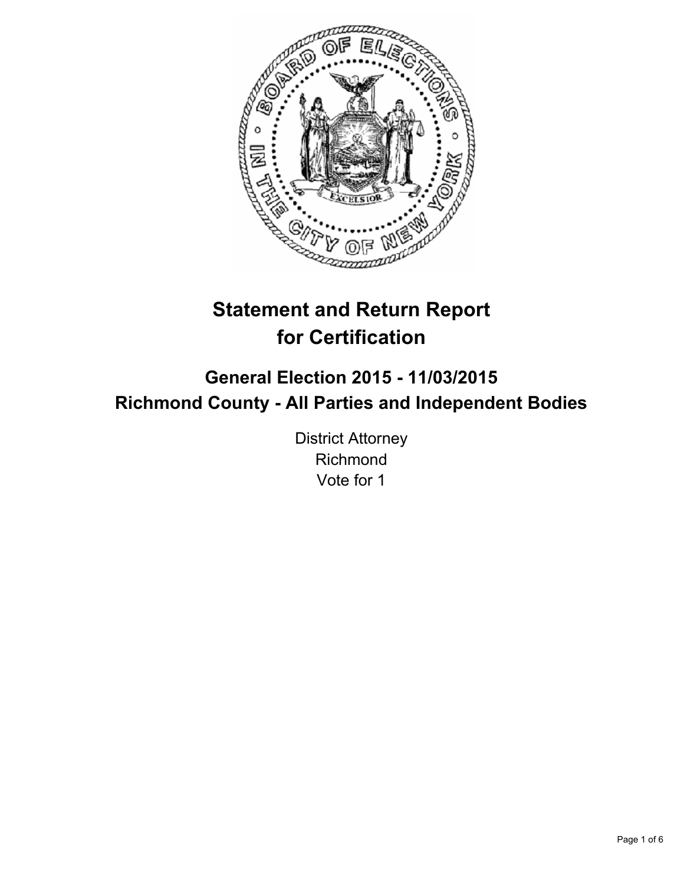# Statement and Return Report for Certification

## General Election 2015 - 11/03/2015
## Richmond County - All Parties and Independent Bodies

District Attorney
Richmond
Vote for 1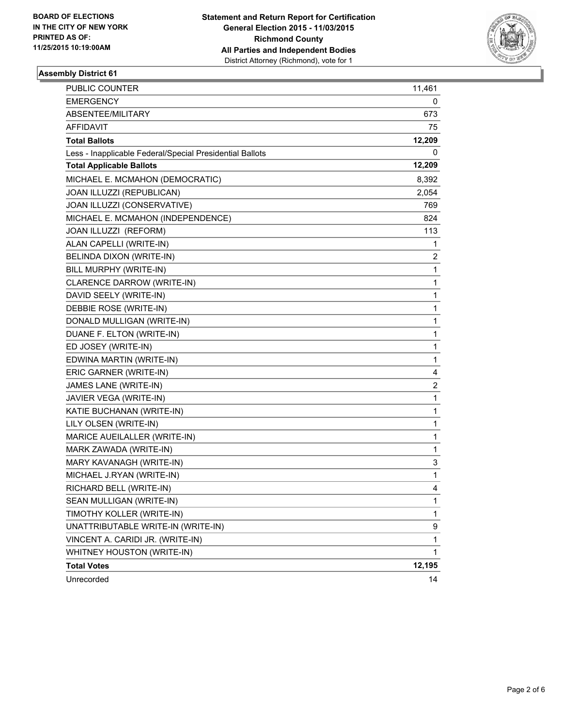BOARD OF ELECTIONS
IN THE CITY OF NEW YORK
PRINTED AS OF:
11/25/2015 10:19:00AM

**Statement and Return Report for Certification**
**General Election 2015 - 11/03/2015**
**Richmond County**
**All Parties and Independent Bodies**
District Attorney (Richmond), vote for 1

### Assembly District 61

| | |
|---|---|
| PUBLIC COUNTER | 11,461 |
| EMERGENCY | 0 |
| ABSENTEE/MILITARY | 673 |
| AFFIDAVIT | 75 |
| **Total Ballots** | **12,209** |
| Less - Inapplicable Federal/Special Presidential Ballots | 0 |
| **Total Applicable Ballots** | **12,209** |
| MICHAEL E. MCMAHON (DEMOCRATIC) | 8,392 |
| JOAN ILLUZZI (REPUBLICAN) | 2,054 |
| JOAN ILLUZZI (CONSERVATIVE) | 769 |
| MICHAEL E. MCMAHON (INDEPENDENCE) | 824 |
| JOAN ILLUZZI (REFORM) | 113 |
| ALAN CAPELLI (WRITE-IN) | 1 |
| BELINDA DIXON (WRITE-IN) | 2 |
| BILL MURPHY (WRITE-IN) | 1 |
| CLARENCE DARROW (WRITE-IN) | 1 |
| DAVID SEELY (WRITE-IN) | 1 |
| DEBBIE ROSE (WRITE-IN) | 1 |
| DONALD MULLIGAN (WRITE-IN) | 1 |
| DUANE F. ELTON (WRITE-IN) | 1 |
| ED JOSEY (WRITE-IN) | 1 |
| EDWINA MARTIN (WRITE-IN) | 1 |
| ERIC GARNER (WRITE-IN) | 4 |
| JAMES LANE (WRITE-IN) | 2 |
| JAVIER VEGA (WRITE-IN) | 1 |
| KATIE BUCHANAN (WRITE-IN) | 1 |
| LILY OLSEN (WRITE-IN) | 1 |
| MARICE AUEILALLER (WRITE-IN) | 1 |
| MARK ZAWADA (WRITE-IN) | 1 |
| MARY KAVANAGH (WRITE-IN) | 3 |
| MICHAEL J.RYAN (WRITE-IN) | 1 |
| RICHARD BELL (WRITE-IN) | 4 |
| SEAN MULLIGAN (WRITE-IN) | 1 |
| TIMOTHY KOLLER (WRITE-IN) | 1 |
| UNATTRIBUTABLE WRITE-IN (WRITE-IN) | 9 |
| VINCENT A. CARIDI JR. (WRITE-IN) | 1 |
| WHITNEY HOUSTON (WRITE-IN) | 1 |
| **Total Votes** | **12,195** |
| Unrecorded | 14 |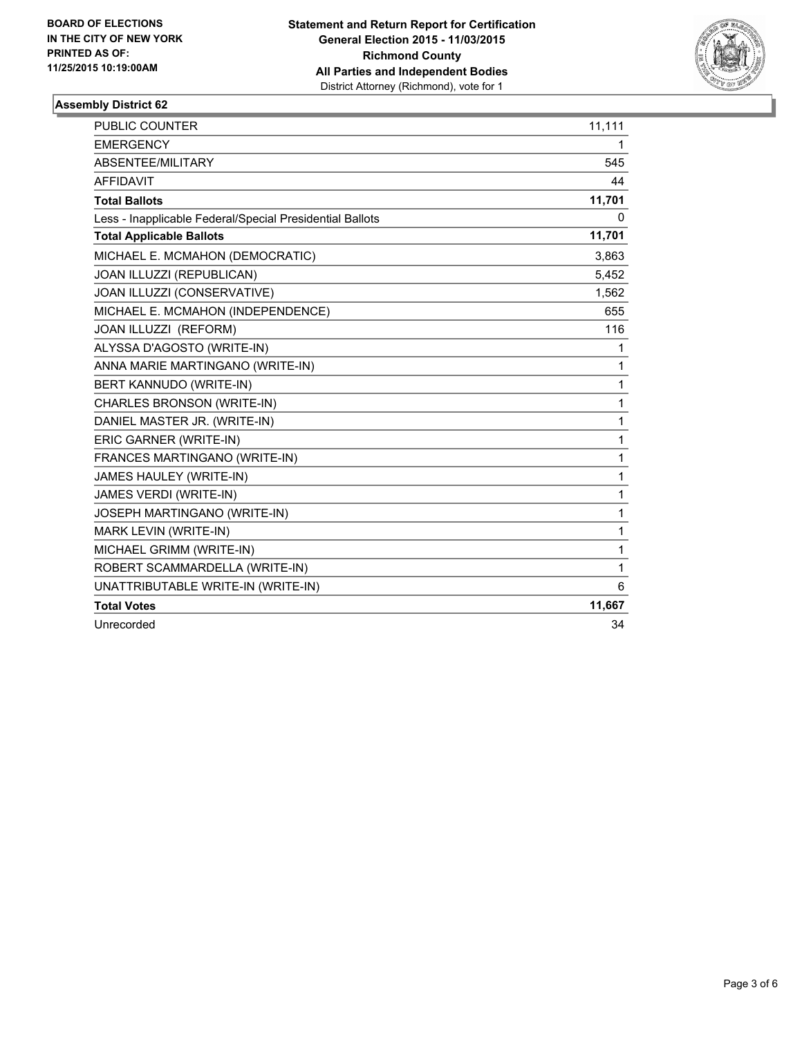**BOARD OF ELECTIONS**
**IN THE CITY OF NEW YORK**
**PRINTED AS OF:**
**11/25/2015 10:19:00AM**

**Statement and Return Report for Certification**
**General Election 2015 - 11/03/2015**
**Richmond County**
**All Parties and Independent Bodies**
District Attorney (Richmond), vote for 1

## Assembly District 62

| | |
|---|---|
| PUBLIC COUNTER | 11,111 |
| EMERGENCY | 1 |
| ABSENTEE/MILITARY | 545 |
| AFFIDAVIT | 44 |
| **Total Ballots** | **11,701** |
| Less - Inapplicable Federal/Special Presidential Ballots | 0 |
| **Total Applicable Ballots** | **11,701** |
| MICHAEL E. MCMAHON (DEMOCRATIC) | 3,863 |
| JOAN ILLUZZI (REPUBLICAN) | 5,452 |
| JOAN ILLUZZI (CONSERVATIVE) | 1,562 |
| MICHAEL E. MCMAHON (INDEPENDENCE) | 655 |
| JOAN ILLUZZI (REFORM) | 116 |
| ALYSSA D'AGOSTO (WRITE-IN) | 1 |
| ANNA MARIE MARTINGANO (WRITE-IN) | 1 |
| BERT KANNUDO (WRITE-IN) | 1 |
| CHARLES BRONSON (WRITE-IN) | 1 |
| DANIEL MASTER JR. (WRITE-IN) | 1 |
| ERIC GARNER (WRITE-IN) | 1 |
| FRANCES MARTINGANO (WRITE-IN) | 1 |
| JAMES HAULEY (WRITE-IN) | 1 |
| JAMES VERDI (WRITE-IN) | 1 |
| JOSEPH MARTINGANO (WRITE-IN) | 1 |
| MARK LEVIN (WRITE-IN) | 1 |
| MICHAEL GRIMM (WRITE-IN) | 1 |
| ROBERT SCAMMARDELLA (WRITE-IN) | 1 |
| UNATTRIBUTABLE WRITE-IN (WRITE-IN) | 6 |
| **Total Votes** | **11,667** |
| Unrecorded | 34 |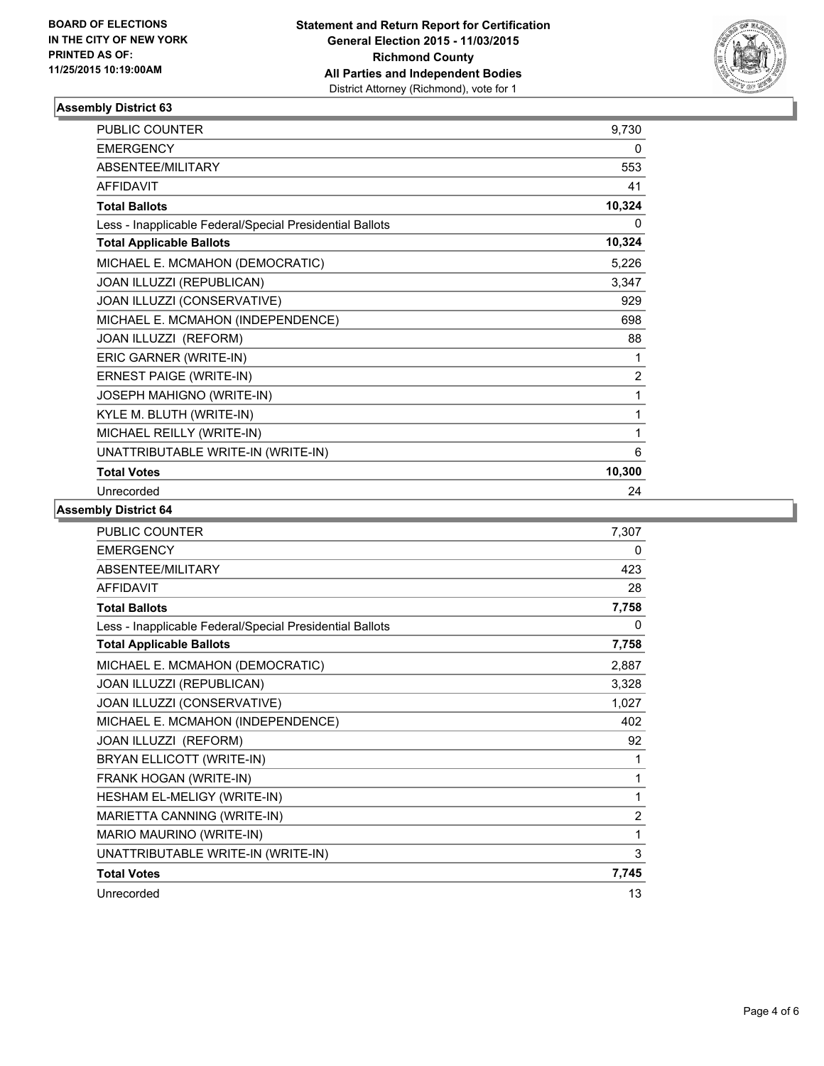**BOARD OF ELECTIONS IN THE CITY OF NEW YORK PRINTED AS OF: 11/25/2015 10:19:00AM**

**Statement and Return Report for Certification General Election 2015 - 11/03/2015 Richmond County All Parties and Independent Bodies**
District Attorney (Richmond), vote for 1

### Assembly District 63

| | |
|---|---|
| PUBLIC COUNTER | 9,730 |
| EMERGENCY | 0 |
| ABSENTEE/MILITARY | 553 |
| AFFIDAVIT | 41 |
| **Total Ballots** | **10,324** |
| Less - Inapplicable Federal/Special Presidential Ballots | 0 |
| **Total Applicable Ballots** | **10,324** |
| MICHAEL E. MCMAHON (DEMOCRATIC) | 5,226 |
| JOAN ILLUZZI (REPUBLICAN) | 3,347 |
| JOAN ILLUZZI (CONSERVATIVE) | 929 |
| MICHAEL E. MCMAHON (INDEPENDENCE) | 698 |
| JOAN ILLUZZI (REFORM) | 88 |
| ERIC GARNER (WRITE-IN) | 1 |
| ERNEST PAIGE (WRITE-IN) | 2 |
| JOSEPH MAHIGNO (WRITE-IN) | 1 |
| KYLE M. BLUTH (WRITE-IN) | 1 |
| MICHAEL REILLY (WRITE-IN) | 1 |
| UNATTRIBUTABLE WRITE-IN (WRITE-IN) | 6 |
| **Total Votes** | **10,300** |
| Unrecorded | 24 |

### Assembly District 64

| | |
|---|---|
| PUBLIC COUNTER | 7,307 |
| EMERGENCY | 0 |
| ABSENTEE/MILITARY | 423 |
| AFFIDAVIT | 28 |
| **Total Ballots** | **7,758** |
| Less - Inapplicable Federal/Special Presidential Ballots | 0 |
| **Total Applicable Ballots** | **7,758** |
| MICHAEL E. MCMAHON (DEMOCRATIC) | 2,887 |
| JOAN ILLUZZI (REPUBLICAN) | 3,328 |
| JOAN ILLUZZI (CONSERVATIVE) | 1,027 |
| MICHAEL E. MCMAHON (INDEPENDENCE) | 402 |
| JOAN ILLUZZI (REFORM) | 92 |
| BRYAN ELLICOTT (WRITE-IN) | 1 |
| FRANK HOGAN (WRITE-IN) | 1 |
| HESHAM EL-MELIGY (WRITE-IN) | 1 |
| MARIETTA CANNING (WRITE-IN) | 2 |
| MARIO MAURINO (WRITE-IN) | 1 |
| UNATTRIBUTABLE WRITE-IN (WRITE-IN) | 3 |
| **Total Votes** | **7,745** |
| Unrecorded | 13 |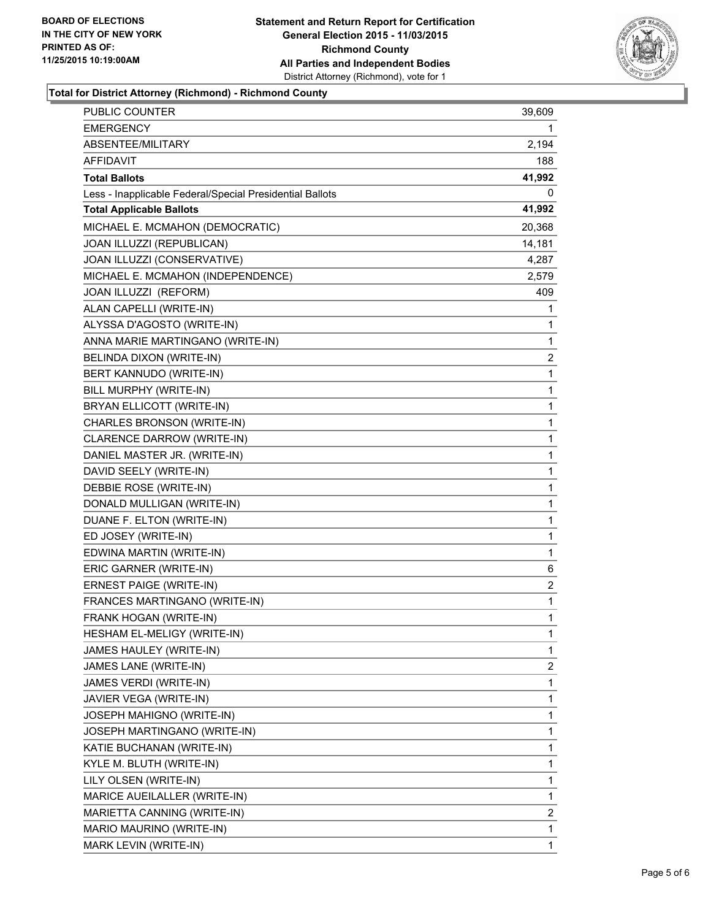BOARD OF ELECTIONS
IN THE CITY OF NEW YORK
PRINTED AS OF:
11/25/2015 10:19:00AM

**Statement and Return Report for Certification**
**General Election 2015 - 11/03/2015**
**Richmond County**
**All Parties and Independent Bodies**
District Attorney (Richmond), vote for 1

### Total for District Attorney (Richmond) - Richmond County

| | |
|---|---|
| PUBLIC COUNTER | 39,609 |
| EMERGENCY | 1 |
| ABSENTEE/MILITARY | 2,194 |
| AFFIDAVIT | 188 |
| **Total Ballots** | **41,992** |
| Less - Inapplicable Federal/Special Presidential Ballots | 0 |
| **Total Applicable Ballots** | **41,992** |
| MICHAEL E. MCMAHON (DEMOCRATIC) | 20,368 |
| JOAN ILLUZZI (REPUBLICAN) | 14,181 |
| JOAN ILLUZZI (CONSERVATIVE) | 4,287 |
| MICHAEL E. MCMAHON (INDEPENDENCE) | 2,579 |
| JOAN ILLUZZI (REFORM) | 409 |
| ALAN CAPELLI (WRITE-IN) | 1 |
| ALYSSA D'AGOSTO (WRITE-IN) | 1 |
| ANNA MARIE MARTINGANO (WRITE-IN) | 1 |
| BELINDA DIXON (WRITE-IN) | 2 |
| BERT KANNUDO (WRITE-IN) | 1 |
| BILL MURPHY (WRITE-IN) | 1 |
| BRYAN ELLICOTT (WRITE-IN) | 1 |
| CHARLES BRONSON (WRITE-IN) | 1 |
| CLARENCE DARROW (WRITE-IN) | 1 |
| DANIEL MASTER JR. (WRITE-IN) | 1 |
| DAVID SEELY (WRITE-IN) | 1 |
| DEBBIE ROSE (WRITE-IN) | 1 |
| DONALD MULLIGAN (WRITE-IN) | 1 |
| DUANE F. ELTON (WRITE-IN) | 1 |
| ED JOSEY (WRITE-IN) | 1 |
| EDWINA MARTIN (WRITE-IN) | 1 |
| ERIC GARNER (WRITE-IN) | 6 |
| ERNEST PAIGE (WRITE-IN) | 2 |
| FRANCES MARTINGANO (WRITE-IN) | 1 |
| FRANK HOGAN (WRITE-IN) | 1 |
| HESHAM EL-MELIGY (WRITE-IN) | 1 |
| JAMES HAULEY (WRITE-IN) | 1 |
| JAMES LANE (WRITE-IN) | 2 |
| JAMES VERDI (WRITE-IN) | 1 |
| JAVIER VEGA (WRITE-IN) | 1 |
| JOSEPH MAHIGNO (WRITE-IN) | 1 |
| JOSEPH MARTINGANO (WRITE-IN) | 1 |
| KATIE BUCHANAN (WRITE-IN) | 1 |
| KYLE M. BLUTH (WRITE-IN) | 1 |
| LILY OLSEN (WRITE-IN) | 1 |
| MARICE AUEILALLER (WRITE-IN) | 1 |
| MARIETTA CANNING (WRITE-IN) | 2 |
| MARIO MAURINO (WRITE-IN) | 1 |
| MARK LEVIN (WRITE-IN) | 1 |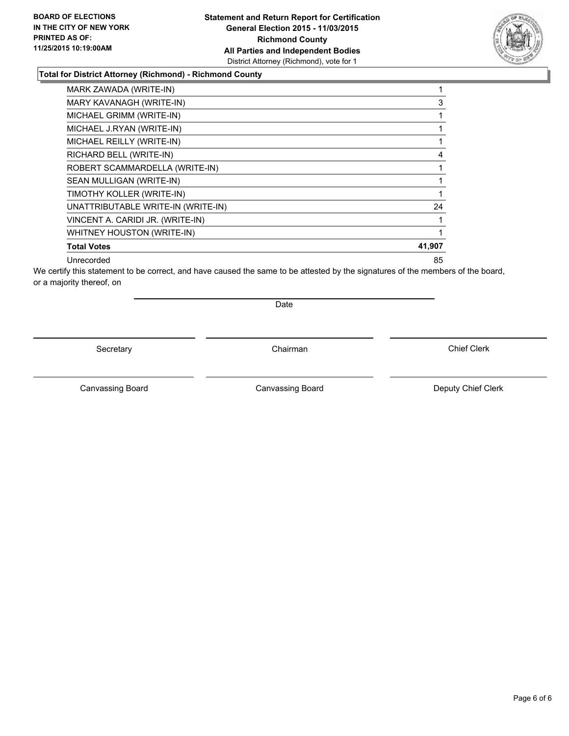**BOARD OF ELECTIONS IN THE CITY OF NEW YORK PRINTED AS OF: 11/25/2015 10:19:00AM**

**Statement and Return Report for Certification General Election 2015 - 11/03/2015 Richmond County All Parties and Independent Bodies**
District Attorney (Richmond), vote for 1

**Total for District Attorney (Richmond) - Richmond County**

| | |
|---|---|
| MARK ZAWADA (WRITE-IN) | 1 |
| MARY KAVANAGH (WRITE-IN) | 3 |
| MICHAEL GRIMM (WRITE-IN) | 1 |
| MICHAEL J.RYAN (WRITE-IN) | 1 |
| MICHAEL REILLY (WRITE-IN) | 1 |
| RICHARD BELL (WRITE-IN) | 4 |
| ROBERT SCAMMARDELLA (WRITE-IN) | 1 |
| SEAN MULLIGAN (WRITE-IN) | 1 |
| TIMOTHY KOLLER (WRITE-IN) | 1 |
| UNATTRIBUTABLE WRITE-IN (WRITE-IN) | 24 |
| VINCENT A. CARIDI JR. (WRITE-IN) | 1 |
| WHITNEY HOUSTON (WRITE-IN) | 1 |
| **Total Votes** | **41,907** |
| Unrecorded | 85 |

We certify this statement to be correct, and have caused the same to be attested by the signatures of the members of the board, or a majority thereof, on

Date

Secretary

Chairman

Chief Clerk

Canvassing Board

Canvassing Board

Deputy Chief Clerk